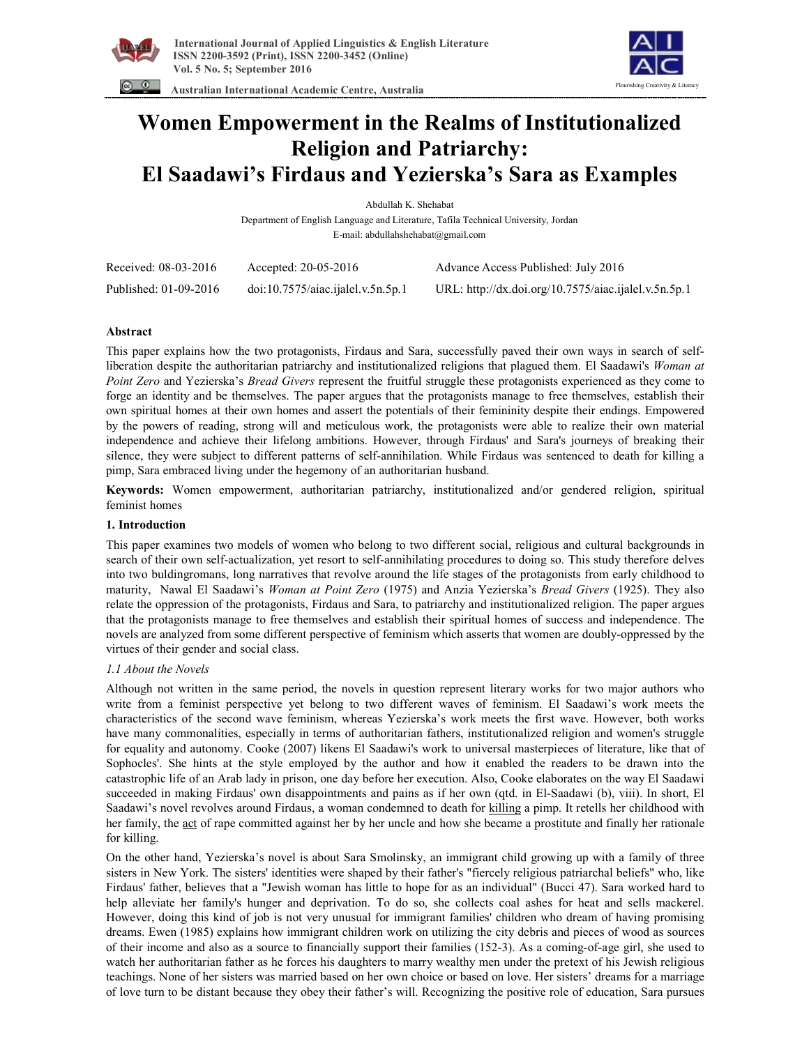# Women Empowerment in the Realms of Institutionalized Religion and Patriarchy: El Saadawi's Firdaus and Yezierska's Sara as Examples

Abdullah K. Shehabat

Department of English Language and Literature, Tafila Technical University, Jordan

E-mail: abdullahshehabat@gmail.com

| | | |
|---|---|---|
| Received: 08-03-2016 | Accepted: 20-05-2016 | Advance Access Published: July 2016 |
| Published: 01-09-2016 | doi:10.7575/aiac.ijalel.v.5n.5p.1 | URL: http://dx.doi.org/10.7575/aiac.ijalel.v.5n.5p.1 |

**Abstract**

This paper explains how the two protagonists, Firdaus and Sara, successfully paved their own ways in search of self-liberation despite the authoritarian patriarchy and institutionalized religions that plagued them. El Saadawi's *Woman at Point Zero* and Yezierska's *Bread Givers* represent the fruitful struggle these protagonists experienced as they come to forge an identity and be themselves. The paper argues that the protagonists manage to free themselves, establish their own spiritual homes at their own homes and assert the potentials of their femininity despite their endings. Empowered by the powers of reading, strong will and meticulous work, the protagonists were able to realize their own material independence and achieve their lifelong ambitions. However, through Firdaus' and Sara's journeys of breaking their silence, they were subject to different patterns of self-annihilation. While Firdaus was sentenced to death for killing a pimp, Sara embraced living under the hegemony of an authoritarian husband.

**Keywords:** Women empowerment, authoritarian patriarchy, institutionalized and/or gendered religion, spiritual feminist homes

## 1. Introduction

This paper examines two models of women who belong to two different social, religious and cultural backgrounds in search of their own self-actualization, yet resort to self-annihilating procedures to doing so. This study therefore delves into two buldingromans, long narratives that revolve around the life stages of the protagonists from early childhood to maturity, Nawal El Saadawi's *Woman at Point Zero* (1975) and Anzia Yezierska's *Bread Givers* (1925). They also relate the oppression of the protagonists, Firdaus and Sara, to patriarchy and institutionalized religion. The paper argues that the protagonists manage to free themselves and establish their spiritual homes of success and independence. The novels are analyzed from some different perspective of feminism which asserts that women are doubly-oppressed by the virtues of their gender and social class.

### *1.1 About the Novels*

Although not written in the same period, the novels in question represent literary works for two major authors who write from a feminist perspective yet belong to two different waves of feminism. El Saadawi's work meets the characteristics of the second wave feminism, whereas Yezierska's work meets the first wave. However, both works have many commonalities, especially in terms of authoritarian fathers, institutionalized religion and women's struggle for equality and autonomy. Cooke (2007) likens El Saadawi's work to universal masterpieces of literature, like that of Sophocles'. She hints at the style employed by the author and how it enabled the readers to be drawn into the catastrophic life of an Arab lady in prison, one day before her execution. Also, Cooke elaborates on the way El Saadawi succeeded in making Firdaus' own disappointments and pains as if her own (qtd. in El-Saadawi (b), viii). In short, El Saadawi's novel revolves around Firdaus, a woman condemned to death for killing a pimp. It retells her childhood with her family, the act of rape committed against her by her uncle and how she became a prostitute and finally her rationale for killing.

On the other hand, Yezierska's novel is about Sara Smolinsky, an immigrant child growing up with a family of three sisters in New York. The sisters' identities were shaped by their father's "fiercely religious patriarchal beliefs" who, like Firdaus' father, believes that a "Jewish woman has little to hope for as an individual" (Bucci 47). Sara worked hard to help alleviate her family's hunger and deprivation. To do so, she collects coal ashes for heat and sells mackerel. However, doing this kind of job is not very unusual for immigrant families' children who dream of having promising dreams. Ewen (1985) explains how immigrant children work on utilizing the city debris and pieces of wood as sources of their income and also as a source to financially support their families (152-3). As a coming-of-age girl, she used to watch her authoritarian father as he forces his daughters to marry wealthy men under the pretext of his Jewish religious teachings. None of her sisters was married based on her own choice or based on love. Her sisters' dreams for a marriage of love turn to be distant because they obey their father's will. Recognizing the positive role of education, Sara pursues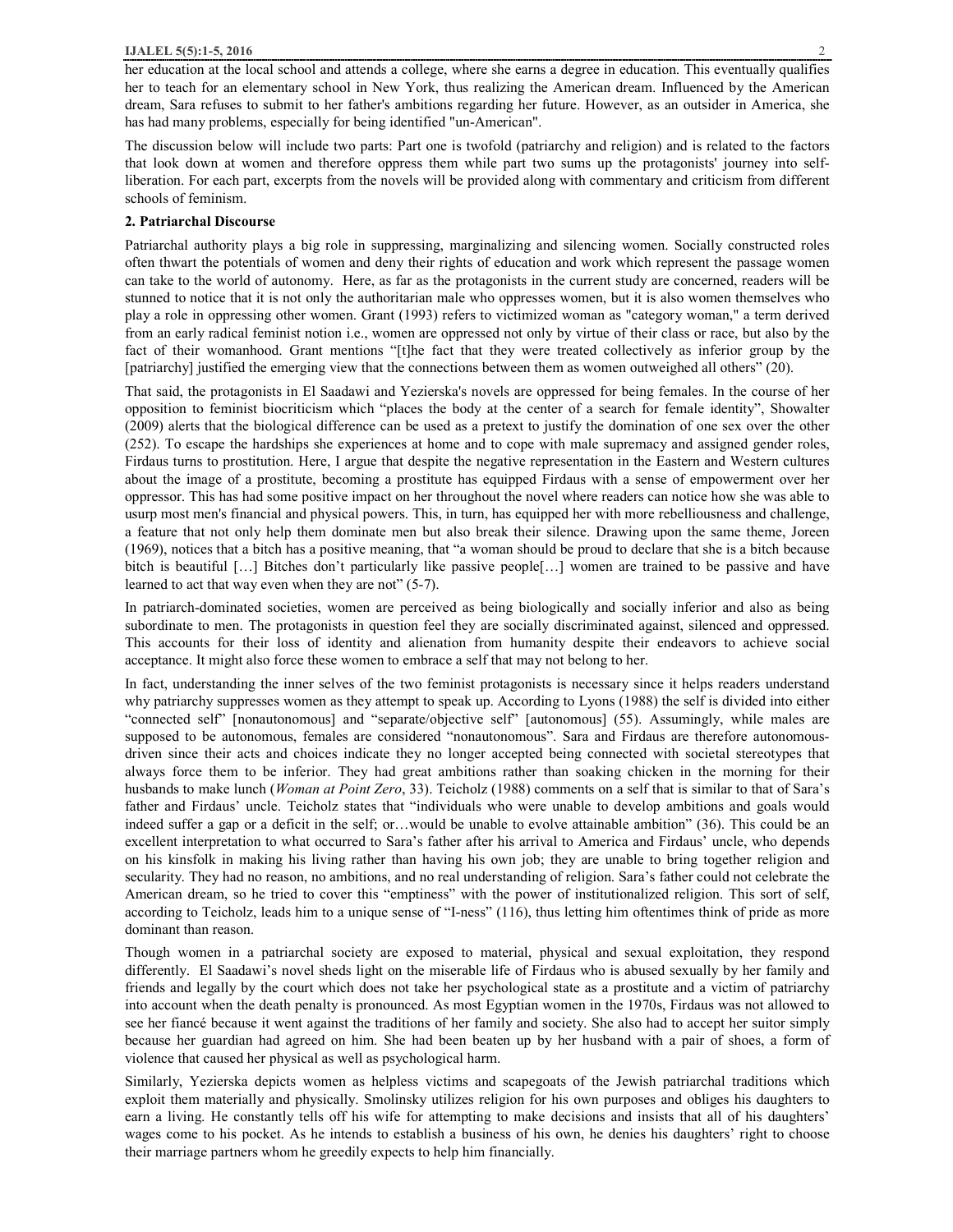her education at the local school and attends a college, where she earns a degree in education. This eventually qualifies her to teach for an elementary school in New York, thus realizing the American dream. Influenced by the American dream, Sara refuses to submit to her father's ambitions regarding her future. However, as an outsider in America, she has had many problems, especially for being identified "un-American".

The discussion below will include two parts: Part one is twofold (patriarchy and religion) and is related to the factors that look down at women and therefore oppress them while part two sums up the protagonists' journey into self-liberation. For each part, excerpts from the novels will be provided along with commentary and criticism from different schools of feminism.

## 2. Patriarchal Discourse

Patriarchal authority plays a big role in suppressing, marginalizing and silencing women. Socially constructed roles often thwart the potentials of women and deny their rights of education and work which represent the passage women can take to the world of autonomy. Here, as far as the protagonists in the current study are concerned, readers will be stunned to notice that it is not only the authoritarian male who oppresses women, but it is also women themselves who play a role in oppressing other women. Grant (1993) refers to victimized woman as "category woman," a term derived from an early radical feminist notion i.e., women are oppressed not only by virtue of their class or race, but also by the fact of their womanhood. Grant mentions "[t]he fact that they were treated collectively as inferior group by the [patriarchy] justified the emerging view that the connections between them as women outweighed all others" (20).

That said, the protagonists in El Saadawi and Yezierska's novels are oppressed for being females. In the course of her opposition to feminist biocriticism which "places the body at the center of a search for female identity", Showalter (2009) alerts that the biological difference can be used as a pretext to justify the domination of one sex over the other (252). To escape the hardships she experiences at home and to cope with male supremacy and assigned gender roles, Firdaus turns to prostitution. Here, I argue that despite the negative representation in the Eastern and Western cultures about the image of a prostitute, becoming a prostitute has equipped Firdaus with a sense of empowerment over her oppressor. This has had some positive impact on her throughout the novel where readers can notice how she was able to usurp most men's financial and physical powers. This, in turn, has equipped her with more rebelliousness and challenge, a feature that not only help them dominate men but also break their silence. Drawing upon the same theme, Joreen (1969), notices that a bitch has a positive meaning, that "a woman should be proud to declare that she is a bitch because bitch is beautiful […] Bitches don't particularly like passive people[…] women are trained to be passive and have learned to act that way even when they are not" (5-7).

In patriarch-dominated societies, women are perceived as being biologically and socially inferior and also as being subordinate to men. The protagonists in question feel they are socially discriminated against, silenced and oppressed. This accounts for their loss of identity and alienation from humanity despite their endeavors to achieve social acceptance. It might also force these women to embrace a self that may not belong to her.

In fact, understanding the inner selves of the two feminist protagonists is necessary since it helps readers understand why patriarchy suppresses women as they attempt to speak up. According to Lyons (1988) the self is divided into either "connected self" [nonautonomous] and "separate/objective self" [autonomous] (55). Assumingly, while males are supposed to be autonomous, females are considered "nonautonomous". Sara and Firdaus are therefore autonomous-driven since their acts and choices indicate they no longer accepted being connected with societal stereotypes that always force them to be inferior. They had great ambitions rather than soaking chicken in the morning for their husbands to make lunch (*Woman at Point Zero*, 33). Teicholz (1988) comments on a self that is similar to that of Sara's father and Firdaus' uncle. Teicholz states that "individuals who were unable to develop ambitions and goals would indeed suffer a gap or a deficit in the self; or…would be unable to evolve attainable ambition" (36). This could be an excellent interpretation to what occurred to Sara's father after his arrival to America and Firdaus' uncle, who depends on his kinsfolk in making his living rather than having his own job; they are unable to bring together religion and secularity. They had no reason, no ambitions, and no real understanding of religion. Sara's father could not celebrate the American dream, so he tried to cover this "emptiness" with the power of institutionalized religion. This sort of self, according to Teicholz, leads him to a unique sense of "I-ness" (116), thus letting him oftentimes think of pride as more dominant than reason.

Though women in a patriarchal society are exposed to material, physical and sexual exploitation, they respond differently. El Saadawi's novel sheds light on the miserable life of Firdaus who is abused sexually by her family and friends and legally by the court which does not take her psychological state as a prostitute and a victim of patriarchy into account when the death penalty is pronounced. As most Egyptian women in the 1970s, Firdaus was not allowed to see her fiancé because it went against the traditions of her family and society. She also had to accept her suitor simply because her guardian had agreed on him. She had been beaten up by her husband with a pair of shoes, a form of violence that caused her physical as well as psychological harm.

Similarly, Yezierska depicts women as helpless victims and scapegoats of the Jewish patriarchal traditions which exploit them materially and physically. Smolinsky utilizes religion for his own purposes and obliges his daughters to earn a living. He constantly tells off his wife for attempting to make decisions and insists that all of his daughters' wages come to his pocket. As he intends to establish a business of his own, he denies his daughters' right to choose their marriage partners whom he greedily expects to help him financially.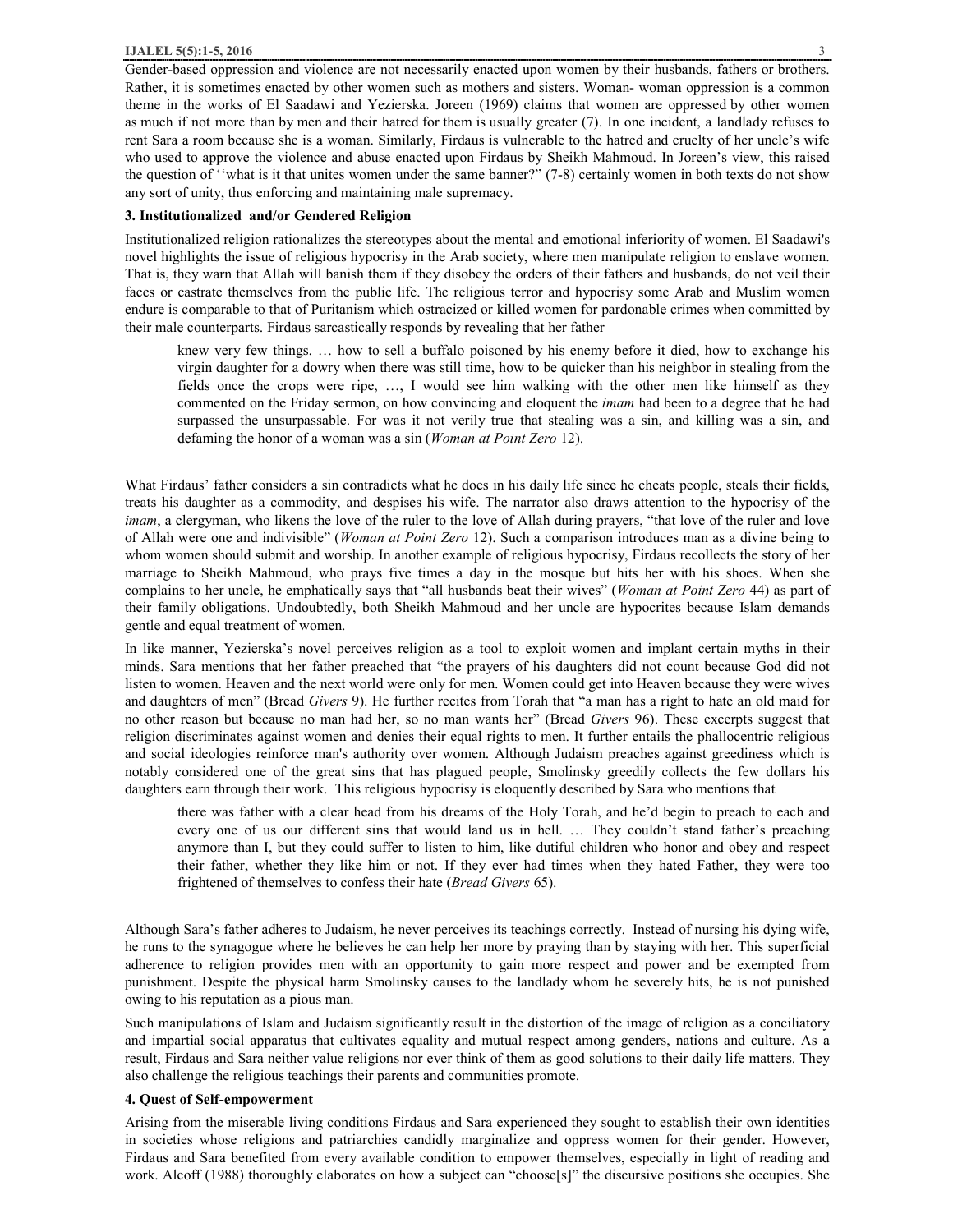Gender-based oppression and violence are not necessarily enacted upon women by their husbands, fathers or brothers. Rather, it is sometimes enacted by other women such as mothers and sisters. Woman- woman oppression is a common theme in the works of El Saadawi and Yezierska. Joreen (1969) claims that women are oppressed by other women as much if not more than by men and their hatred for them is usually greater (7). In one incident, a landlady refuses to rent Sara a room because she is a woman. Similarly, Firdaus is vulnerable to the hatred and cruelty of her uncle's wife who used to approve the violence and abuse enacted upon Firdaus by Sheikh Mahmoud. In Joreen's view, this raised the question of ''what is it that unites women under the same banner?" (7-8) certainly women in both texts do not show any sort of unity, thus enforcing and maintaining male supremacy.

### 3. Institutionalized and/or Gendered Religion

Institutionalized religion rationalizes the stereotypes about the mental and emotional inferiority of women. El Saadawi's novel highlights the issue of religious hypocrisy in the Arab society, where men manipulate religion to enslave women. That is, they warn that Allah will banish them if they disobey the orders of their fathers and husbands, do not veil their faces or castrate themselves from the public life. The religious terror and hypocrisy some Arab and Muslim women endure is comparable to that of Puritanism which ostracized or killed women for pardonable crimes when committed by their male counterparts. Firdaus sarcastically responds by revealing that her father

> knew very few things. … how to sell a buffalo poisoned by his enemy before it died, how to exchange his virgin daughter for a dowry when there was still time, how to be quicker than his neighbor in stealing from the fields once the crops were ripe, …, I would see him walking with the other men like himself as they commented on the Friday sermon, on how convincing and eloquent the *imam* had been to a degree that he had surpassed the unsurpassable. For was it not verily true that stealing was a sin, and killing was a sin, and defaming the honor of a woman was a sin (*Woman at Point Zero* 12).

What Firdaus' father considers a sin contradicts what he does in his daily life since he cheats people, steals their fields, treats his daughter as a commodity, and despises his wife. The narrator also draws attention to the hypocrisy of the *imam*, a clergyman, who likens the love of the ruler to the love of Allah during prayers, "that love of the ruler and love of Allah were one and indivisible" (*Woman at Point Zero* 12). Such a comparison introduces man as a divine being to whom women should submit and worship. In another example of religious hypocrisy, Firdaus recollects the story of her marriage to Sheikh Mahmoud, who prays five times a day in the mosque but hits her with his shoes. When she complains to her uncle, he emphatically says that "all husbands beat their wives" (*Woman at Point Zero* 44) as part of their family obligations. Undoubtedly, both Sheikh Mahmoud and her uncle are hypocrites because Islam demands gentle and equal treatment of women.

In like manner, Yezierska's novel perceives religion as a tool to exploit women and implant certain myths in their minds. Sara mentions that her father preached that "the prayers of his daughters did not count because God did not listen to women. Heaven and the next world were only for men. Women could get into Heaven because they were wives and daughters of men" (Bread *Givers* 9). He further recites from Torah that "a man has a right to hate an old maid for no other reason but because no man had her, so no man wants her" (Bread *Givers* 96). These excerpts suggest that religion discriminates against women and denies their equal rights to men. It further entails the phallocentric religious and social ideologies reinforce man's authority over women. Although Judaism preaches against greediness which is notably considered one of the great sins that has plagued people, Smolinsky greedily collects the few dollars his daughters earn through their work. This religious hypocrisy is eloquently described by Sara who mentions that

> there was father with a clear head from his dreams of the Holy Torah, and he'd begin to preach to each and every one of us our different sins that would land us in hell. … They couldn't stand father's preaching anymore than I, but they could suffer to listen to him, like dutiful children who honor and obey and respect their father, whether they like him or not. If they ever had times when they hated Father, they were too frightened of themselves to confess their hate (*Bread Givers* 65).

Although Sara's father adheres to Judaism, he never perceives its teachings correctly. Instead of nursing his dying wife, he runs to the synagogue where he believes he can help her more by praying than by staying with her. This superficial adherence to religion provides men with an opportunity to gain more respect and power and be exempted from punishment. Despite the physical harm Smolinsky causes to the landlady whom he severely hits, he is not punished owing to his reputation as a pious man.

Such manipulations of Islam and Judaism significantly result in the distortion of the image of religion as a conciliatory and impartial social apparatus that cultivates equality and mutual respect among genders, nations and culture. As a result, Firdaus and Sara neither value religions nor ever think of them as good solutions to their daily life matters. They also challenge the religious teachings their parents and communities promote.

### 4. Quest of Self-empowerment

Arising from the miserable living conditions Firdaus and Sara experienced they sought to establish their own identities in societies whose religions and patriarchies candidly marginalize and oppress women for their gender. However, Firdaus and Sara benefited from every available condition to empower themselves, especially in light of reading and work. Alcoff (1988) thoroughly elaborates on how a subject can "choose[s]" the discursive positions she occupies. She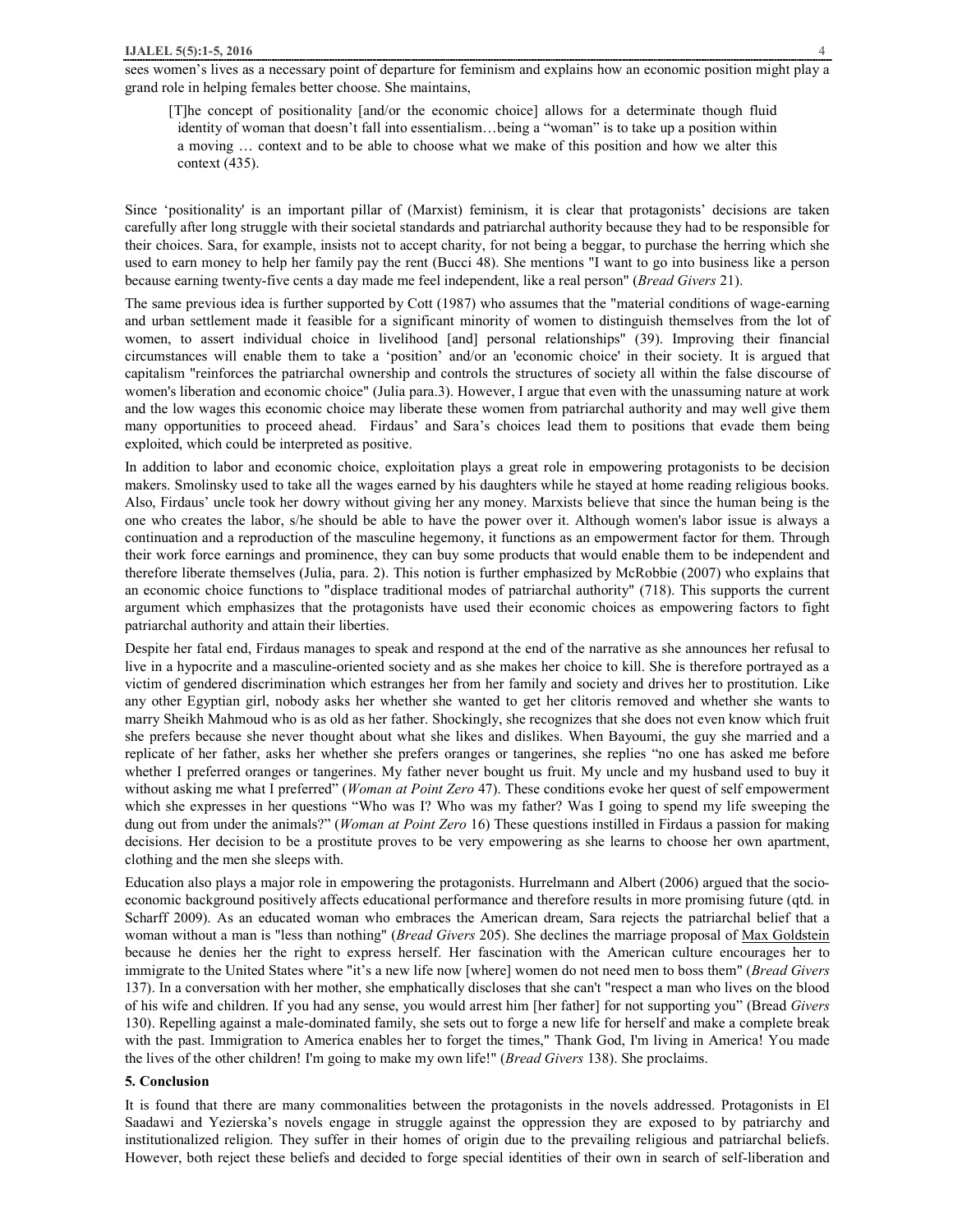sees women's lives as a necessary point of departure for feminism and explains how an economic position might play a grand role in helping females better choose. She maintains,

> [T]he concept of positionality [and/or the economic choice] allows for a determinate though fluid identity of woman that doesn't fall into essentialism…being a "woman" is to take up a position within a moving … context and to be able to choose what we make of this position and how we alter this context (435).

Since 'positionality' is an important pillar of (Marxist) feminism, it is clear that protagonists' decisions are taken carefully after long struggle with their societal standards and patriarchal authority because they had to be responsible for their choices. Sara, for example, insists not to accept charity, for not being a beggar, to purchase the herring which she used to earn money to help her family pay the rent (Bucci 48). She mentions "I want to go into business like a person because earning twenty-five cents a day made me feel independent, like a real person" (*Bread Givers* 21).

The same previous idea is further supported by Cott (1987) who assumes that the "material conditions of wage-earning and urban settlement made it feasible for a significant minority of women to distinguish themselves from the lot of women, to assert individual choice in livelihood [and] personal relationships" (39). Improving their financial circumstances will enable them to take a 'position' and/or an 'economic choice' in their society. It is argued that capitalism "reinforces the patriarchal ownership and controls the structures of society all within the false discourse of women's liberation and economic choice" (Julia para.3). However, I argue that even with the unassuming nature at work and the low wages this economic choice may liberate these women from patriarchal authority and may well give them many opportunities to proceed ahead. Firdaus' and Sara's choices lead them to positions that evade them being exploited, which could be interpreted as positive.

In addition to labor and economic choice, exploitation plays a great role in empowering protagonists to be decision makers. Smolinsky used to take all the wages earned by his daughters while he stayed at home reading religious books. Also, Firdaus' uncle took her dowry without giving her any money. Marxists believe that since the human being is the one who creates the labor, s/he should be able to have the power over it. Although women's labor issue is always a continuation and a reproduction of the masculine hegemony, it functions as an empowerment factor for them. Through their work force earnings and prominence, they can buy some products that would enable them to be independent and therefore liberate themselves (Julia, para. 2). This notion is further emphasized by McRobbie (2007) who explains that an economic choice functions to "displace traditional modes of patriarchal authority" (718). This supports the current argument which emphasizes that the protagonists have used their economic choices as empowering factors to fight patriarchal authority and attain their liberties.

Despite her fatal end, Firdaus manages to speak and respond at the end of the narrative as she announces her refusal to live in a hypocrite and a masculine-oriented society and as she makes her choice to kill. She is therefore portrayed as a victim of gendered discrimination which estranges her from her family and society and drives her to prostitution. Like any other Egyptian girl, nobody asks her whether she wanted to get her clitoris removed and whether she wants to marry Sheikh Mahmoud who is as old as her father. Shockingly, she recognizes that she does not even know which fruit she prefers because she never thought about what she likes and dislikes. When Bayoumi, the guy she married and a replicate of her father, asks her whether she prefers oranges or tangerines, she replies "no one has asked me before whether I preferred oranges or tangerines. My father never bought us fruit. My uncle and my husband used to buy it without asking me what I preferred" (*Woman at Point Zero* 47). These conditions evoke her quest of self empowerment which she expresses in her questions "Who was I? Who was my father? Was I going to spend my life sweeping the dung out from under the animals?" (*Woman at Point Zero* 16) These questions instilled in Firdaus a passion for making decisions. Her decision to be a prostitute proves to be very empowering as she learns to choose her own apartment, clothing and the men she sleeps with.

Education also plays a major role in empowering the protagonists. Hurrelmann and Albert (2006) argued that the socio-economic background positively affects educational performance and therefore results in more promising future (qtd. in Scharff 2009). As an educated woman who embraces the American dream, Sara rejects the patriarchal belief that a woman without a man is "less than nothing" (*Bread Givers* 205). She declines the marriage proposal of Max Goldstein because he denies her the right to express herself. Her fascination with the American culture encourages her to immigrate to the United States where "it's a new life now [where] women do not need men to boss them" (*Bread Givers* 137). In a conversation with her mother, she emphatically discloses that she can't "respect a man who lives on the blood of his wife and children. If you had any sense, you would arrest him [her father] for not supporting you" (Bread *Givers* 130). Repelling against a male-dominated family, she sets out to forge a new life for herself and make a complete break with the past. Immigration to America enables her to forget the times," Thank God, I'm living in America! You made the lives of the other children! I'm going to make my own life!" (*Bread Givers* 138). She proclaims.

## 5. Conclusion

It is found that there are many commonalities between the protagonists in the novels addressed. Protagonists in El Saadawi and Yezierska's novels engage in struggle against the oppression they are exposed to by patriarchy and institutionalized religion. They suffer in their homes of origin due to the prevailing religious and patriarchal beliefs. However, both reject these beliefs and decided to forge special identities of their own in search of self-liberation and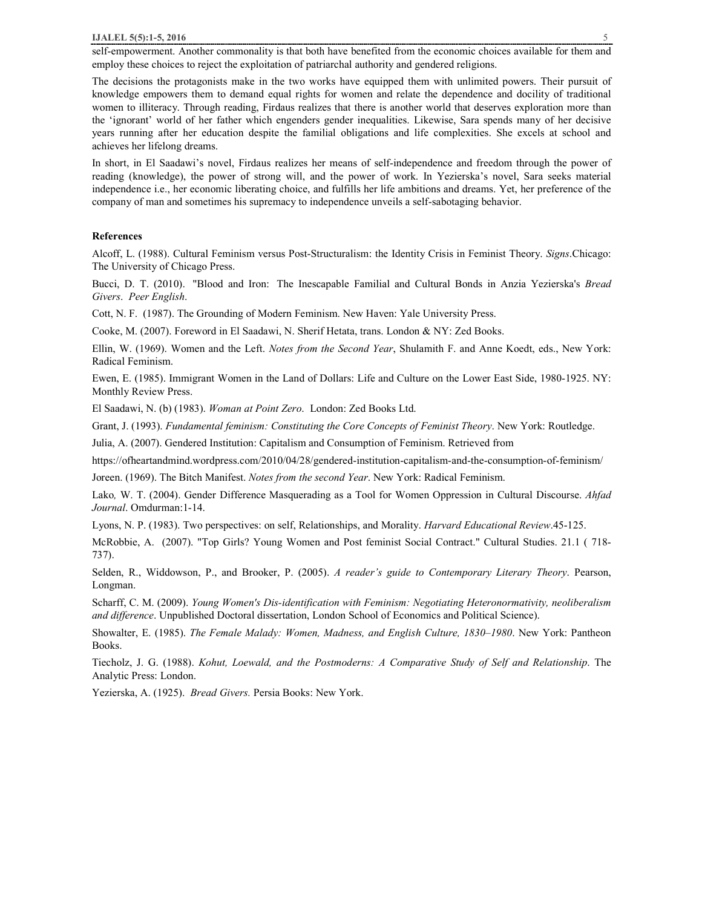self-empowerment. Another commonality is that both have benefited from the economic choices available for them and employ these choices to reject the exploitation of patriarchal authority and gendered religions.

The decisions the protagonists make in the two works have equipped them with unlimited powers. Their pursuit of knowledge empowers them to demand equal rights for women and relate the dependence and docility of traditional women to illiteracy. Through reading, Firdaus realizes that there is another world that deserves exploration more than the 'ignorant' world of her father which engenders gender inequalities. Likewise, Sara spends many of her decisive years running after her education despite the familial obligations and life complexities. She excels at school and achieves her lifelong dreams.

In short, in El Saadawi's novel, Firdaus realizes her means of self-independence and freedom through the power of reading (knowledge), the power of strong will, and the power of work. In Yezierska's novel, Sara seeks material independence i.e., her economic liberating choice, and fulfills her life ambitions and dreams. Yet, her preference of the company of man and sometimes his supremacy to independence unveils a self-sabotaging behavior.

## References

Alcoff, L. (1988). Cultural Feminism versus Post-Structuralism: the Identity Crisis in Feminist Theory. *Signs*.Chicago: The University of Chicago Press.

Bucci, D. T. (2010). "Blood and Iron: The Inescapable Familial and Cultural Bonds in Anzia Yezierska's *Bread Givers*. *Peer English*.

Cott, N. F. (1987). The Grounding of Modern Feminism. New Haven: Yale University Press.

Cooke, M. (2007). Foreword in El Saadawi, N. Sherif Hetata, trans. London & NY: Zed Books.

Ellin, W. (1969). Women and the Left. *Notes from the Second Year*, Shulamith F. and Anne Koedt, eds., New York: Radical Feminism.

Ewen, E. (1985). Immigrant Women in the Land of Dollars: Life and Culture on the Lower East Side, 1980-1925. NY: Monthly Review Press.

El Saadawi, N. (b) (1983). *Woman at Point Zero*. London: Zed Books Ltd.

Grant, J. (1993). *Fundamental feminism: Constituting the Core Concepts of Feminist Theory*. New York: Routledge.

Julia, A. (2007). Gendered Institution: Capitalism and Consumption of Feminism. Retrieved from

https://ofheartandmind.wordpress.com/2010/04/28/gendered-institution-capitalism-and-the-consumption-of-feminism/

Joreen. (1969). The Bitch Manifest. *Notes from the second Year*. New York: Radical Feminism.

Lako, W. T. (2004). Gender Difference Masquerading as a Tool for Women Oppression in Cultural Discourse. *Ahfad Journal*. Omdurman:1-14.

Lyons, N. P. (1983). Two perspectives: on self, Relationships, and Morality. *Harvard Educational Review*.45-125.

McRobbie, A. (2007). "Top Girls? Young Women and Post feminist Social Contract." Cultural Studies. 21.1 ( 718-737).

Selden, R., Widdowson, P., and Brooker, P. (2005). *A reader's guide to Contemporary Literary Theory*. Pearson, Longman.

Scharff, C. M. (2009). *Young Women's Dis-identification with Feminism: Negotiating Heteronormativity, neoliberalism and difference*. Unpublished Doctoral dissertation, London School of Economics and Political Science).

Showalter, E. (1985). *The Female Malady: Women, Madness, and English Culture, 1830–1980*. New York: Pantheon Books.

Tiecholz, J. G. (1988). *Kohut, Loewald, and the Postmoderns: A Comparative Study of Self and Relationship*. The Analytic Press: London.

Yezierska, A. (1925). *Bread Givers.* Persia Books: New York.